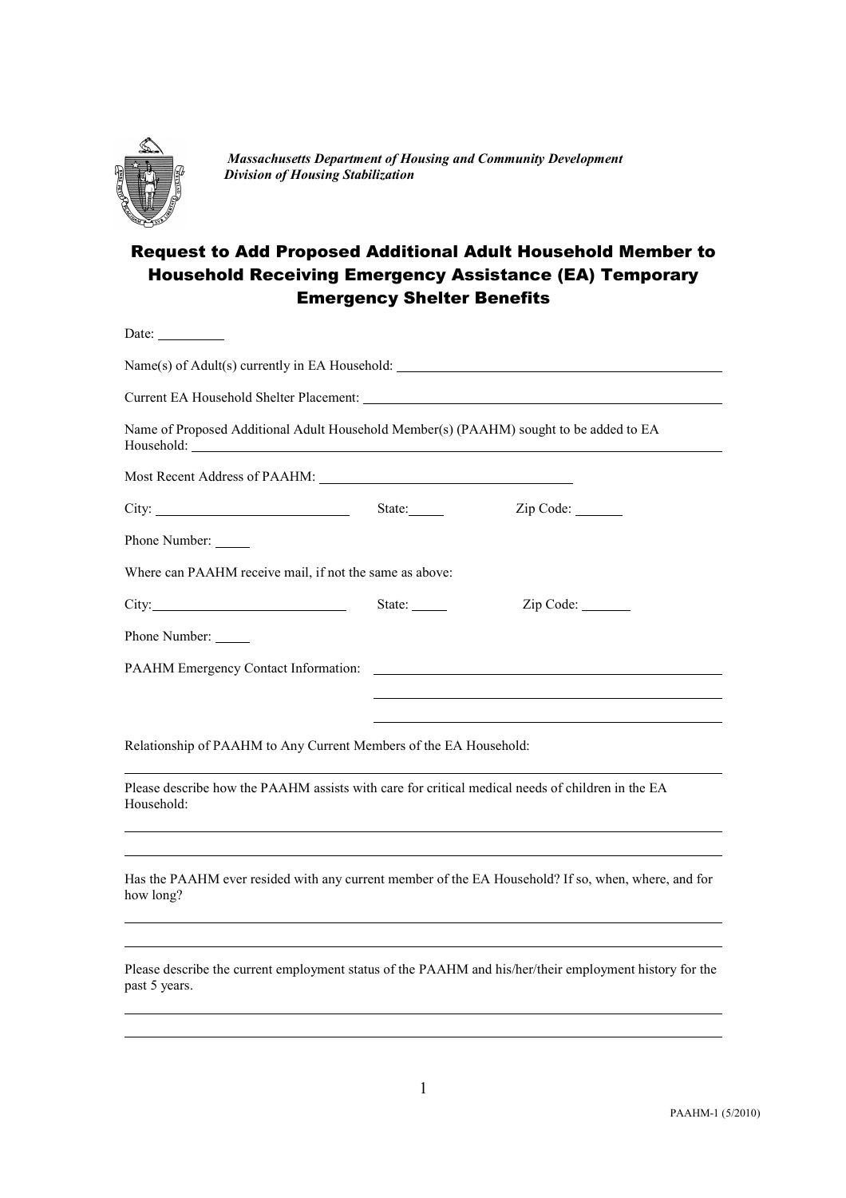*Massachusetts Department of Housing and Community Development*
*Division of Housing Stabilization*

# Request to Add Proposed Additional Adult Household Member to Household Receiving Emergency Assistance (EA) Temporary Emergency Shelter Benefits

Date: __________

Name(s) of Adult(s) currently in EA Household: ______________________________________

Current EA Household Shelter Placement: ______________________________________

Name of Proposed Additional Adult Household Member(s) (PAAHM) sought to be added to EA Household: ______________________________________

Most Recent Address of PAAHM: ______________________________________

City: ____________________ State: _____ Zip Code: _______

Phone Number: _____

Where can PAAHM receive mail, if not the same as above:

City: ____________________ State: _____ Zip Code: _______

Phone Number: _____

PAAHM Emergency Contact Information: ______________________________________

______________________________________

______________________________________

Relationship of PAAHM to Any Current Members of the EA Household:

______________________________________

Please describe how the PAAHM assists with care for critical medical needs of children in the EA Household:

______________________________________

______________________________________

Has the PAAHM ever resided with any current member of the EA Household? If so, when, where, and for how long?

______________________________________

______________________________________

Please describe the current employment status of the PAAHM and his/her/their employment history for the past 5 years.

______________________________________

______________________________________

PAAHM-1 (5/2010)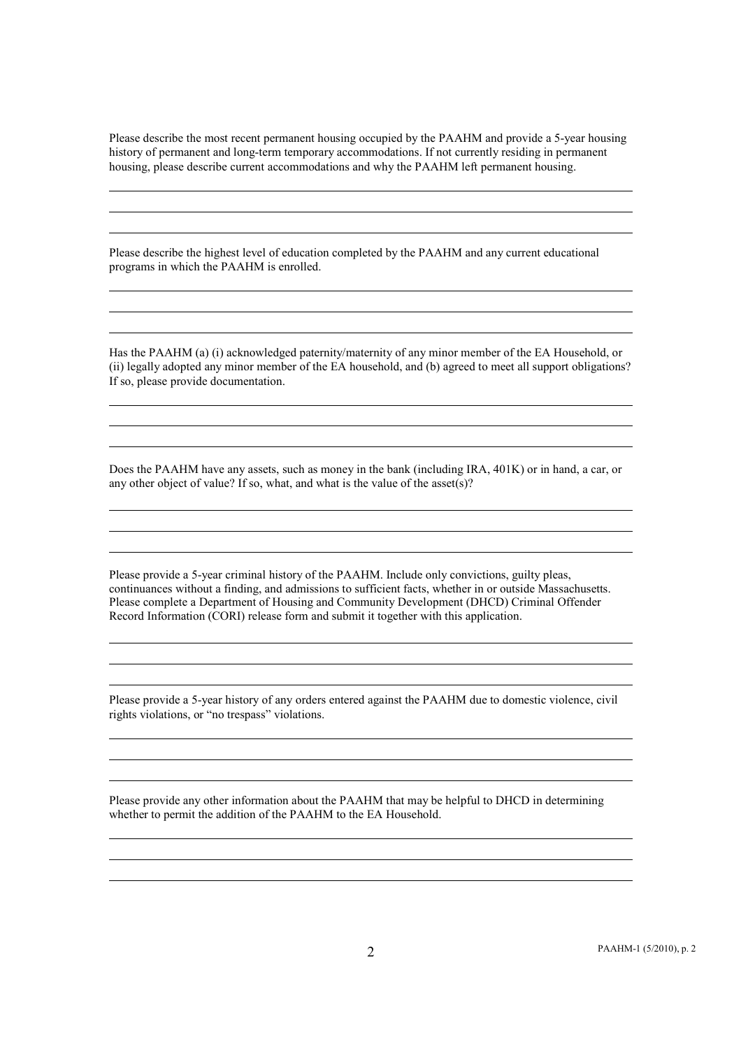Please describe the most recent permanent housing occupied by the PAAHM and provide a 5-year housing history of permanent and long-term temporary accommodations. If not currently residing in permanent housing, please describe current accommodations and why the PAAHM left permanent housing.

Please describe the highest level of education completed by the PAAHM and any current educational programs in which the PAAHM is enrolled.

Has the PAAHM (a) (i) acknowledged paternity/maternity of any minor member of the EA Household, or (ii) legally adopted any minor member of the EA household, and (b) agreed to meet all support obligations? If so, please provide documentation.

Does the PAAHM have any assets, such as money in the bank (including IRA, 401K) or in hand, a car, or any other object of value? If so, what, and what is the value of the asset(s)?

Please provide a 5-year criminal history of the PAAHM. Include only convictions, guilty pleas, continuances without a finding, and admissions to sufficient facts, whether in or outside Massachusetts. Please complete a Department of Housing and Community Development (DHCD) Criminal Offender Record Information (CORI) release form and submit it together with this application.

Please provide a 5-year history of any orders entered against the PAAHM due to domestic violence, civil rights violations, or "no trespass" violations.

Please provide any other information about the PAAHM that may be helpful to DHCD in determining whether to permit the addition of the PAAHM to the EA Household.

PAAHM-1 (5/2010), p. 2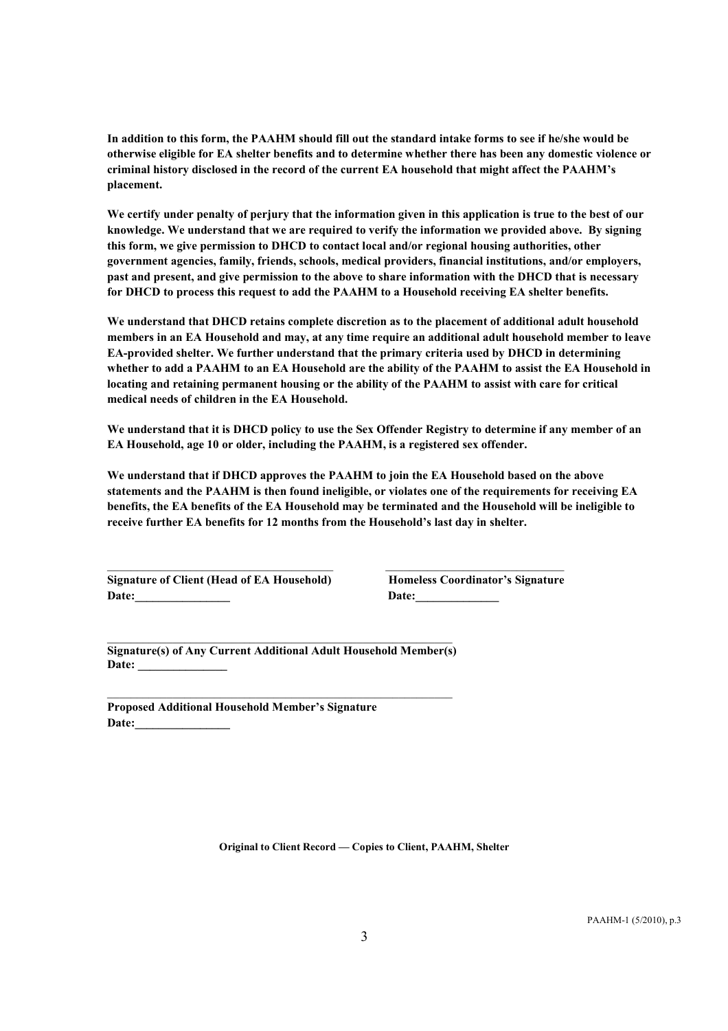**In addition to this form, the PAAHM should fill out the standard intake forms to see if he/she would be otherwise eligible for EA shelter benefits and to determine whether there has been any domestic violence or criminal history disclosed in the record of the current EA household that might affect the PAAHM's placement.**

**We certify under penalty of perjury that the information given in this application is true to the best of our knowledge. We understand that we are required to verify the information we provided above. By signing this form, we give permission to DHCD to contact local and/or regional housing authorities, other government agencies, family, friends, schools, medical providers, financial institutions, and/or employers, past and present, and give permission to the above to share information with the DHCD that is necessary for DHCD to process this request to add the PAAHM to a Household receiving EA shelter benefits.**

**We understand that DHCD retains complete discretion as to the placement of additional adult household members in an EA Household and may, at any time require an additional adult household member to leave EA-provided shelter. We further understand that the primary criteria used by DHCD in determining whether to add a PAAHM to an EA Household are the ability of the PAAHM to assist the EA Household in locating and retaining permanent housing or the ability of the PAAHM to assist with care for critical medical needs of children in the EA Household.**

**We understand that it is DHCD policy to use the Sex Offender Registry to determine if any member of an EA Household, age 10 or older, including the PAAHM, is a registered sex offender.**

**We understand that if DHCD approves the PAAHM to join the EA Household based on the above statements and the PAAHM is then found ineligible, or violates one of the requirements for receiving EA benefits, the EA benefits of the EA Household may be terminated and the Household will be ineligible to receive further EA benefits for 12 months from the Household's last day in shelter.**

\_\_\_\_\_\_\_\_\_\_\_\_\_\_\_\_\_\_\_\_\_\_\_\_\_\_\_\_\_\_\_\_\_\_\_\_\_\_\_\_
**Signature of Client (Head of EA Household)**
**Date:\_\_\_\_\_\_\_\_\_\_\_\_\_\_\_\_**

\_\_\_\_\_\_\_\_\_\_\_\_\_\_\_\_\_\_\_\_\_\_\_\_\_\_\_\_\_\_\_\_
**Homeless Coordinator's Signature**
**Date:\_\_\_\_\_\_\_\_\_\_\_\_\_\_**

\_\_\_\_\_\_\_\_\_\_\_\_\_\_\_\_\_\_\_\_\_\_\_\_\_\_\_\_\_\_\_\_\_\_\_\_\_\_\_\_\_\_\_\_\_\_\_\_\_\_\_\_\_\_\_\_\_\_\_\_
**Signature(s) of Any Current Additional Adult Household Member(s)**
**Date: \_\_\_\_\_\_\_\_\_\_\_\_\_\_\_**

\_\_\_\_\_\_\_\_\_\_\_\_\_\_\_\_\_\_\_\_\_\_\_\_\_\_\_\_\_\_\_\_\_\_\_\_\_\_\_\_\_\_\_\_\_\_\_\_\_\_\_\_\_\_\_\_\_\_\_\_
**Proposed Additional Household Member's Signature**
**Date:\_\_\_\_\_\_\_\_\_\_\_\_\_\_\_\_**

**Original to Client Record — Copies to Client, PAAHM, Shelter**

PAAHM-1 (5/2010), p.3